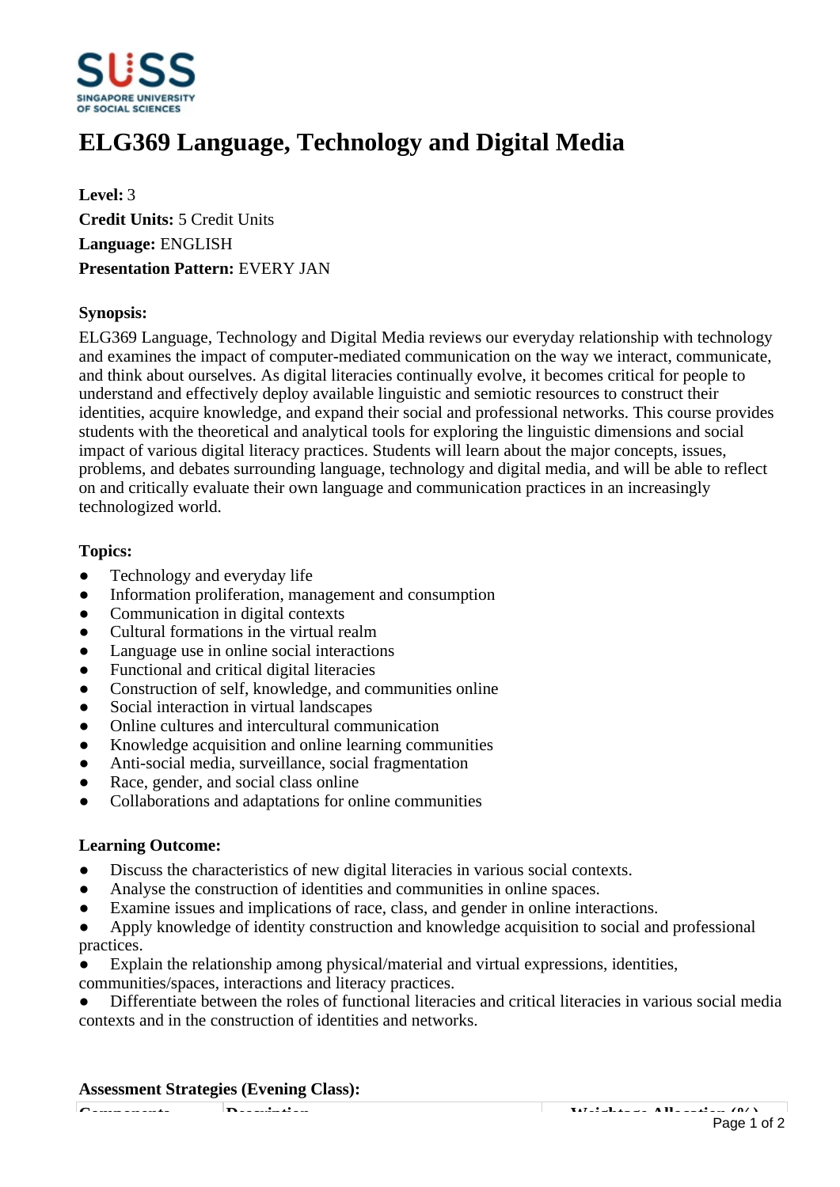# ELG369 Language, Technology and Digital Media

**Level:** 3
**Credit Units:** 5 Credit Units
**Language:** ENGLISH
**Presentation Pattern:** EVERY JAN

**Synopsis:**

ELG369 Language, Technology and Digital Media reviews our everyday relationship with technology and examines the impact of computer-mediated communication on the way we interact, communicate, and think about ourselves. As digital literacies continually evolve, it becomes critical for people to understand and effectively deploy available linguistic and semiotic resources to construct their identities, acquire knowledge, and expand their social and professional networks. This course provides students with the theoretical and analytical tools for exploring the linguistic dimensions and social impact of various digital literacy practices. Students will learn about the major concepts, issues, problems, and debates surrounding language, technology and digital media, and will be able to reflect on and critically evaluate their own language and communication practices in an increasingly technologized world.

**Topics:**

- Technology and everyday life
- Information proliferation, management and consumption
- Communication in digital contexts
- Cultural formations in the virtual realm
- Language use in online social interactions
- Functional and critical digital literacies
- Construction of self, knowledge, and communities online
- Social interaction in virtual landscapes
- Online cultures and intercultural communication
- Knowledge acquisition and online learning communities
- Anti-social media, surveillance, social fragmentation
- Race, gender, and social class online
- Collaborations and adaptations for online communities

**Learning Outcome:**

- Discuss the characteristics of new digital literacies in various social contexts.
- Analyse the construction of identities and communities in online spaces.
- Examine issues and implications of race, class, and gender in online interactions.
- Apply knowledge of identity construction and knowledge acquisition to social and professional practices.
- Explain the relationship among physical/material and virtual expressions, identities, communities/spaces, interactions and literacy practices.
- Differentiate between the roles of functional literacies and critical literacies in various social media contexts and in the construction of identities and networks.

**Assessment Strategies (Evening Class):**

| Components | Description | Weightage Allocation (%) |
|---|---|---|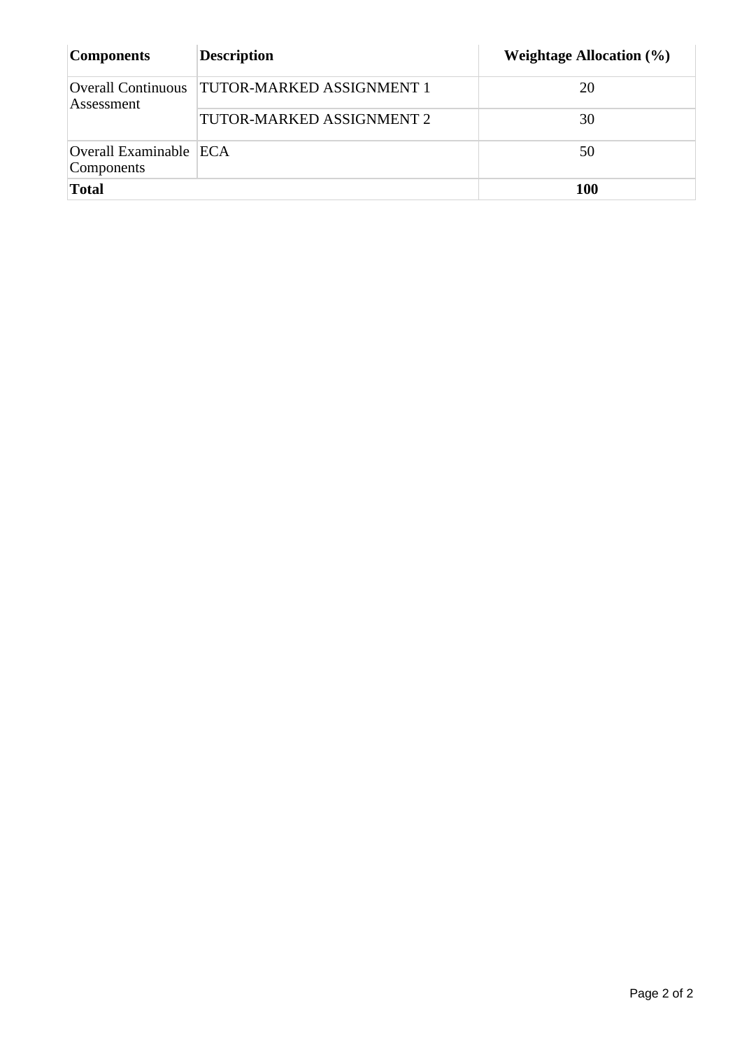| Components | Description | Weightage Allocation (%) |
| --- | --- | --- |
| Overall Continuous Assessment | TUTOR-MARKED ASSIGNMENT 1 | 20 |
| | TUTOR-MARKED ASSIGNMENT 2 | 30 |
| Overall Examinable Components | ECA | 50 |
| **Total** | | **100** |